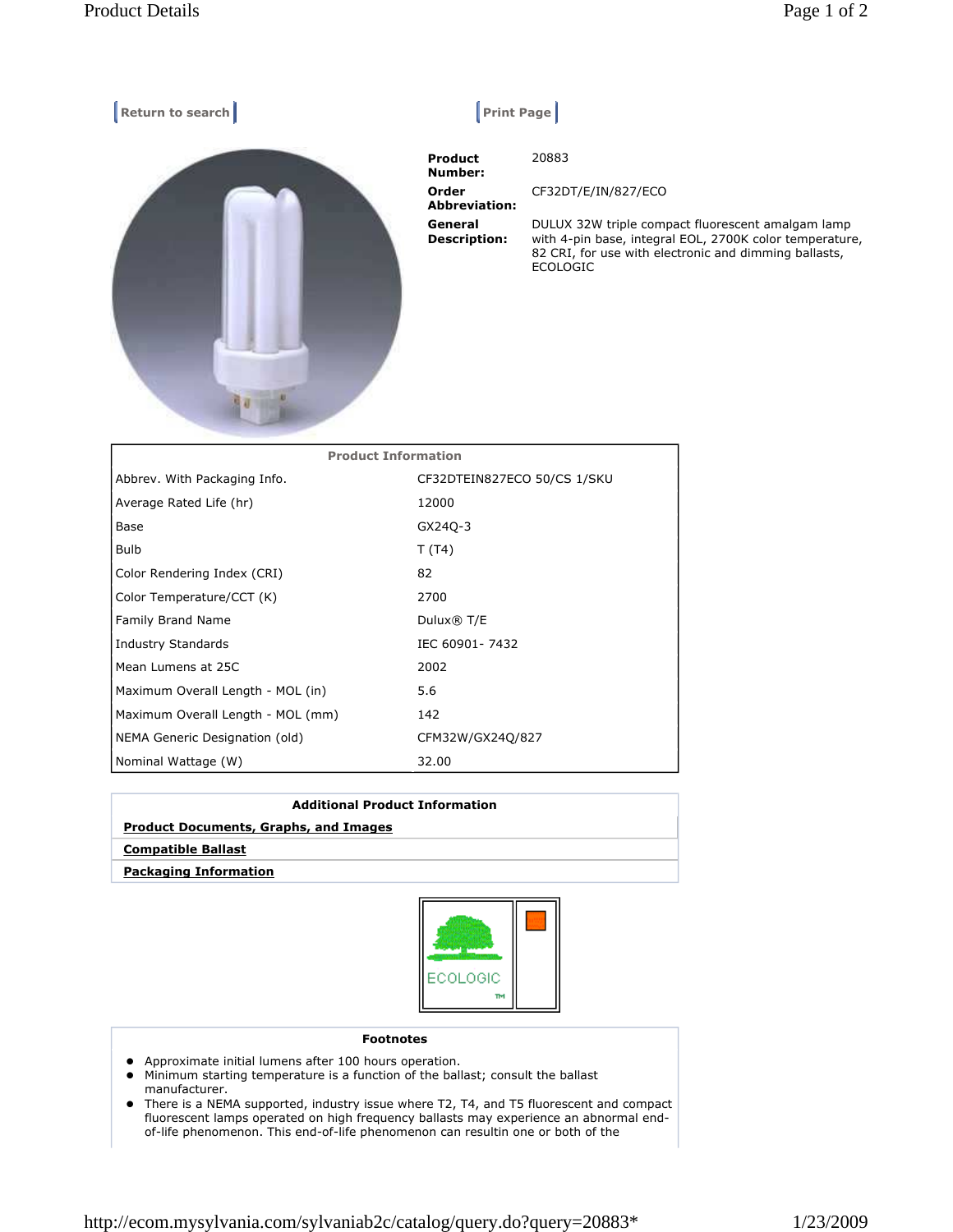Return to search | Print Page

**Product Number:** 20883

**Order Abbreviation:** CF32DT/E/IN/827/ECO

**General Description:** DULUX 32W triple compact fluorescent amalgam lamp with 4-pin base, integral EOL, 2700K color temperature, 82 CRI, for use with electronic and dimming ballasts, ECOLOGIC

| Product Information | |
|---|---|
| Abbrev. With Packaging Info. | CF32DTEIN827ECO 50/CS 1/SKU |
| Average Rated Life (hr) | 12000 |
| Base | GX24Q-3 |
| Bulb | T (T4) |
| Color Rendering Index (CRI) | 82 |
| Color Temperature/CCT (K) | 2700 |
| Family Brand Name | Dulux® T/E |
| Industry Standards | IEC 60901- 7432 |
| Mean Lumens at 25C | 2002 |
| Maximum Overall Length - MOL (in) | 5.6 |
| Maximum Overall Length - MOL (mm) | 142 |
| NEMA Generic Designation (old) | CFM32W/GX24Q/827 |
| Nominal Wattage (W) | 32.00 |

**Additional Product Information**

**Product Documents, Graphs, and Images**

**Compatible Ballast**

**Packaging Information**

ECOLOGIC TM

**Footnotes**

- Approximate initial lumens after 100 hours operation.
- Minimum starting temperature is a function of the ballast; consult the ballast manufacturer.
- There is a NEMA supported, industry issue where T2, T4, and T5 fluorescent and compact fluorescent lamps operated on high frequency ballasts may experience an abnormal end-of-life phenomenon. This end-of-life phenomenon can resultin one or both of the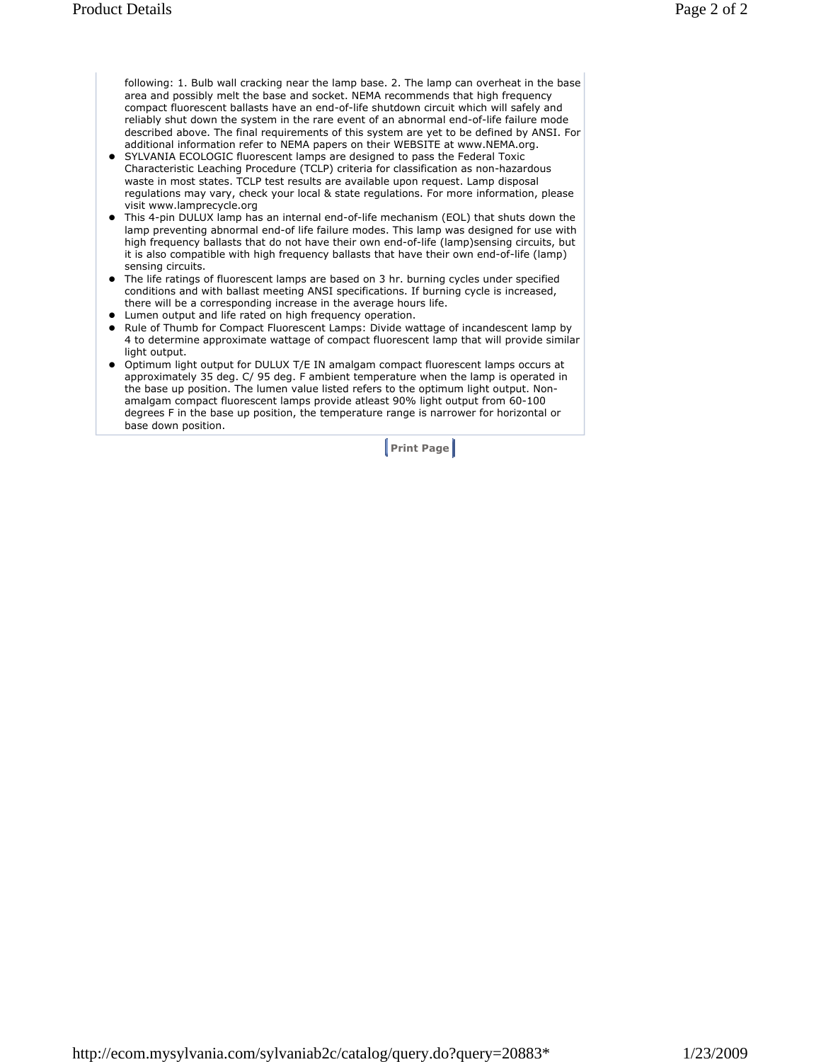following: 1. Bulb wall cracking near the lamp base. 2. The lamp can overheat in the base area and possibly melt the base and socket. NEMA recommends that high frequency compact fluorescent ballasts have an end-of-life shutdown circuit which will safely and reliably shut down the system in the rare event of an abnormal end-of-life failure mode described above. The final requirements of this system are yet to be defined by ANSI. For additional information refer to NEMA papers on their WEBSITE at www.NEMA.org.

- SYLVANIA ECOLOGIC fluorescent lamps are designed to pass the Federal Toxic Characteristic Leaching Procedure (TCLP) criteria for classification as non-hazardous waste in most states. TCLP test results are available upon request. Lamp disposal regulations may vary, check your local & state regulations. For more information, please visit www.lamprecycle.org
- This 4-pin DULUX lamp has an internal end-of-life mechanism (EOL) that shuts down the lamp preventing abnormal end-of life failure modes. This lamp was designed for use with high frequency ballasts that do not have their own end-of-life (lamp)sensing circuits, but it is also compatible with high frequency ballasts that have their own end-of-life (lamp) sensing circuits.
- The life ratings of fluorescent lamps are based on 3 hr. burning cycles under specified conditions and with ballast meeting ANSI specifications. If burning cycle is increased, there will be a corresponding increase in the average hours life.
- Lumen output and life rated on high frequency operation.
- Rule of Thumb for Compact Fluorescent Lamps: Divide wattage of incandescent lamp by 4 to determine approximate wattage of compact fluorescent lamp that will provide similar light output.
- Optimum light output for DULUX T/E IN amalgam compact fluorescent lamps occurs at approximately 35 deg. C/ 95 deg. F ambient temperature when the lamp is operated in the base up position. The lumen value listed refers to the optimum light output. Non-amalgam compact fluorescent lamps provide atleast 90% light output from 60-100 degrees F in the base up position, the temperature range is narrower for horizontal or base down position.

Print Page